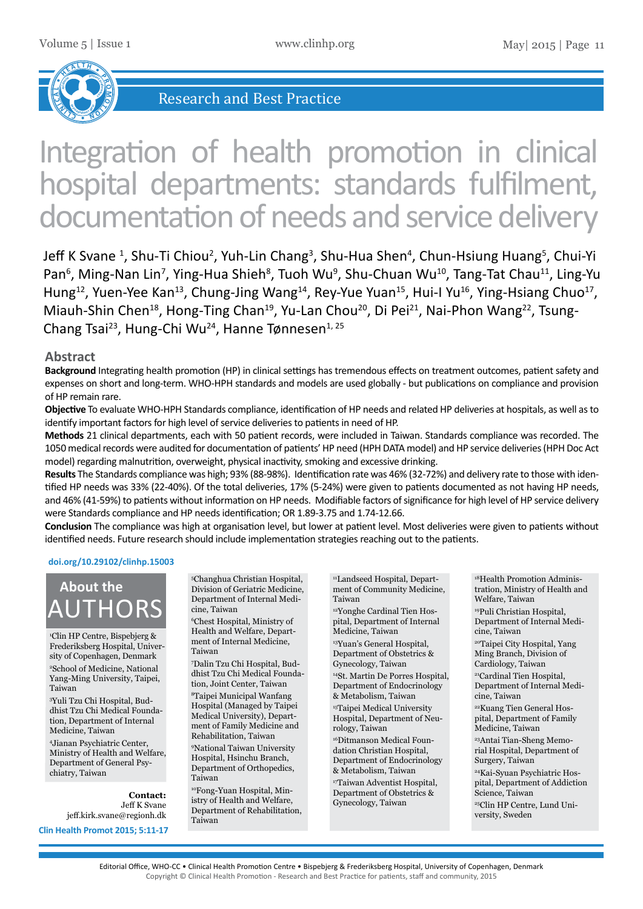Research and Best Practice

# Integration of health promotion in clinical hospital departments: standards fulfilment, documentation of needs and service delivery

Jeff K Svane [1], Shu-Ti Chiou[2], Yuh-Lin Chang[3], Shu-Hua Shen[4], Chun-Hsiung Huang[5], Chui-Yi Pan[6], Ming-Nan Lin[7], Ying-Hua Shieh[8], Tuoh Wu[9], Shu-Chuan Wu[10], Tang-Tat Chau[11], Ling-Yu Hung[12], Yuen-Yee Kan[13], Chung-Jing Wang[14], Rey-Yue Yuan[15], Hui-I Yu[16], Ying-Hsiang Chuo[17], Miauh-Shin Chen[18], Hong-Ting Chan[19], Yu-Lan Chou[20], Di Pei[21], Nai-Phon Wang[22], Tsung-Chang Tsai[23], Hung-Chi Wu[24], Hanne Tønnesen[1, 25]

## Abstract

**Background** Integrating health promotion (HP) in clinical settings has tremendous effects on treatment outcomes, patient safety and expenses on short and long-term. WHO-HPH standards and models are used globally - but publications on compliance and provision of HP remain rare.

**Objective** To evaluate WHO-HPH Standards compliance, identification of HP needs and related HP deliveries at hospitals, as well as to identify important factors for high level of service deliveries to patients in need of HP.

**Methods** 21 clinical departments, each with 50 patient records, were included in Taiwan. Standards compliance was recorded. The 1050 medical records were audited for documentation of patients' HP need (HPH DATA model) and HP service deliveries (HPH Doc Act model) regarding malnutrition, overweight, physical inactivity, smoking and excessive drinking.

**Results** The Standards compliance was high; 93% (88-98%). Identification rate was 46% (32-72%) and delivery rate to those with identified HP needs was 33% (22-40%). Of the total deliveries, 17% (5-24%) were given to patients documented as not having HP needs, and 46% (41-59%) to patients without information on HP needs. Modifiable factors of significance for high level of HP service delivery were Standards compliance and HP needs identification; OR 1.89-3.75 and 1.74-12.66.

**Conclusion** The compliance was high at organisation level, but lower at patient level. Most deliveries were given to patients without identified needs. Future research should include implementation strategies reaching out to the patients.

doi.org/10.29102/clinhp.15003

## About the AUTHORS

[1]Clin HP Centre, Bispebjerg & Frederiksberg Hospital, University of Copenhagen, Denmark

[2]School of Medicine, National Yang-Ming University, Taipei, Taiwan

[3]Yuli Tzu Chi Hospital, Buddhist Tzu Chi Medical Foundation, Department of Internal Medicine, Taiwan

[4]Jianan Psychiatric Center, Ministry of Health and Welfare, Department of General Psychiatry, Taiwan

[5]Changhua Christian Hospital, Division of Geriatric Medicine, Department of Internal Medicine, Taiwan

[6]Chest Hospital, Ministry of Health and Welfare, Department of Internal Medicine, Taiwan

[7]Dalin Tzu Chi Hospital, Buddhist Tzu Chi Medical Foundation, Joint Center, Taiwan

[8]Taipei Municipal Wanfang Hospital (Managed by Taipei Medical University), Department of Family Medicine and Rehabilitation, Taiwan

[9]National Taiwan University Hospital, Hsinchu Branch, Department of Orthopedics, Taiwan

[10]Fong-Yuan Hospital, Ministry of Health and Welfare, Department of Rehabilitation, Taiwan

[11]Landseed Hospital, Department of Community Medicine, Taiwan

[12]Yonghe Cardinal Tien Hospital, Department of Internal Medicine, Taiwan

[13]Yuan's General Hospital, Department of Obstetrics & Gynecology, Taiwan

[14]St. Martin De Porres Hospital, Department of Endocrinology & Metabolism, Taiwan

[15]Taipei Medical University Hospital, Department of Neurology, Taiwan

[16]Ditmanson Medical Foundation Christian Hospital, Department of Endocrinology & Metabolism, Taiwan

[17]Taiwan Adventist Hospital, Department of Obstetrics & Gynecology, Taiwan

[18]Health Promotion Administration, Ministry of Health and Welfare, Taiwan

[19]Puli Christian Hospital, Department of Internal Medicine, Taiwan

[20]Taipei City Hospital, Yang Ming Branch, Division of Cardiology, Taiwan

[21]Cardinal Tien Hospital, Department of Internal Medicine, Taiwan

[22]Kuang Tien General Hospital, Department of Family Medicine, Taiwan

[23]Antai Tian-Sheng Memorial Hospital, Department of Surgery, Taiwan

[24]Kai-Syuan Psychiatric Hospital, Department of Addiction Science, Taiwan

[25]Clin HP Centre, Lund University, Sweden

**Contact:**
Jeff K Svane
jeff.kirk.svane@regionh.dk

Clin Health Promot 2015; 5:11-17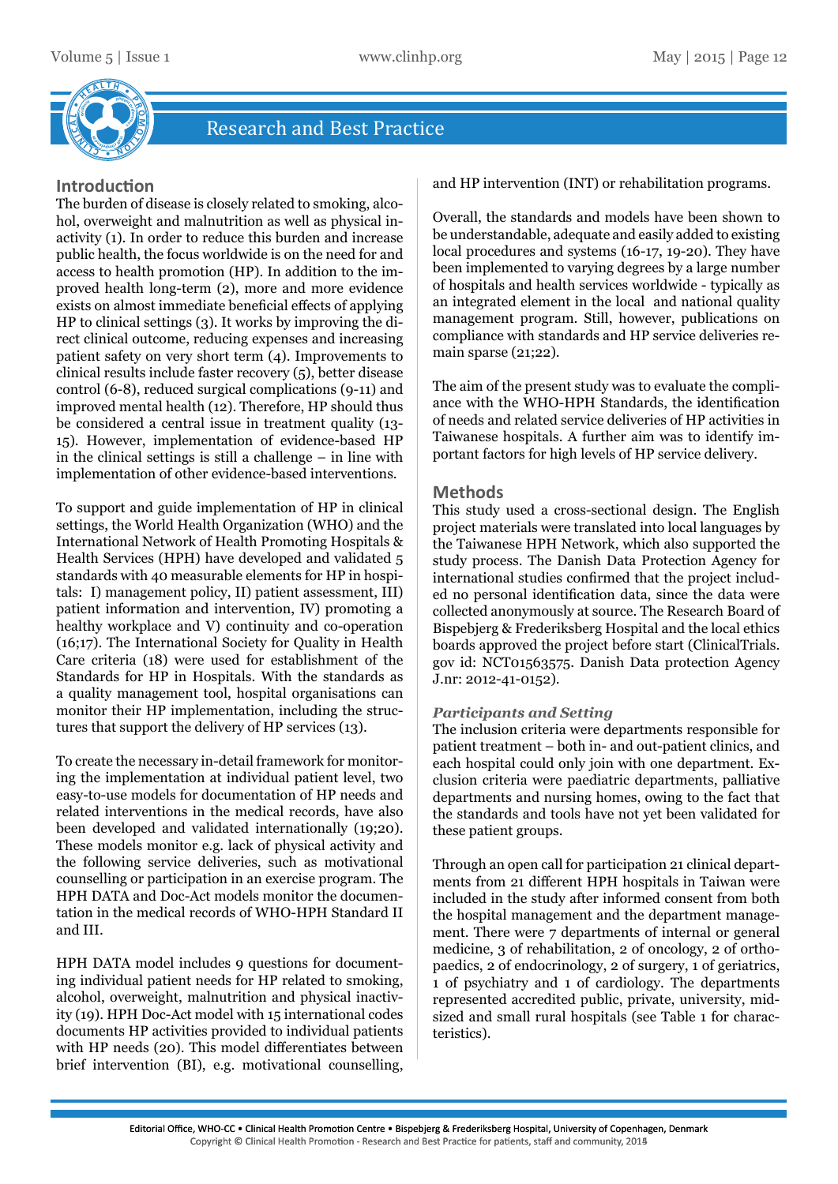## Introduction

The burden of disease is closely related to smoking, alcohol, overweight and malnutrition as well as physical inactivity (1). In order to reduce this burden and increase public health, the focus worldwide is on the need for and access to health promotion (HP). In addition to the improved health long-term (2), more and more evidence exists on almost immediate beneficial effects of applying HP to clinical settings (3). It works by improving the direct clinical outcome, reducing expenses and increasing patient safety on very short term (4). Improvements to clinical results include faster recovery (5), better disease control (6-8), reduced surgical complications (9-11) and improved mental health (12). Therefore, HP should thus be considered a central issue in treatment quality (13-15). However, implementation of evidence-based HP in the clinical settings is still a challenge – in line with implementation of other evidence-based interventions.

To support and guide implementation of HP in clinical settings, the World Health Organization (WHO) and the International Network of Health Promoting Hospitals & Health Services (HPH) have developed and validated 5 standards with 40 measurable elements for HP in hospitals: I) management policy, II) patient assessment, III) patient information and intervention, IV) promoting a healthy workplace and V) continuity and co-operation (16;17). The International Society for Quality in Health Care criteria (18) were used for establishment of the Standards for HP in Hospitals. With the standards as a quality management tool, hospital organisations can monitor their HP implementation, including the structures that support the delivery of HP services (13).

To create the necessary in-detail framework for monitoring the implementation at individual patient level, two easy-to-use models for documentation of HP needs and related interventions in the medical records, have also been developed and validated internationally (19;20). These models monitor e.g. lack of physical activity and the following service deliveries, such as motivational counselling or participation in an exercise program. The HPH DATA and Doc-Act models monitor the documentation in the medical records of WHO-HPH Standard II and III.

HPH DATA model includes 9 questions for documenting individual patient needs for HP related to smoking, alcohol, overweight, malnutrition and physical inactivity (19). HPH Doc-Act model with 15 international codes documents HP activities provided to individual patients with HP needs (20). This model differentiates between brief intervention (BI), e.g. motivational counselling, and HP intervention (INT) or rehabilitation programs.

Overall, the standards and models have been shown to be understandable, adequate and easily added to existing local procedures and systems (16-17, 19-20). They have been implemented to varying degrees by a large number of hospitals and health services worldwide - typically as an integrated element in the local and national quality management program. Still, however, publications on compliance with standards and HP service deliveries remain sparse (21;22).

The aim of the present study was to evaluate the compliance with the WHO-HPH Standards, the identification of needs and related service deliveries of HP activities in Taiwanese hospitals. A further aim was to identify important factors for high levels of HP service delivery.

## Methods

This study used a cross-sectional design. The English project materials were translated into local languages by the Taiwanese HPH Network, which also supported the study process. The Danish Data Protection Agency for international studies confirmed that the project included no personal identification data, since the data were collected anonymously at source. The Research Board of Bispebjerg & Frederiksberg Hospital and the local ethics boards approved the project before start (ClinicalTrials.gov id: NCT01563575. Danish Data protection Agency J.nr: 2012-41-0152).

### *Participants and Setting*

The inclusion criteria were departments responsible for patient treatment – both in- and out-patient clinics, and each hospital could only join with one department. Exclusion criteria were paediatric departments, palliative departments and nursing homes, owing to the fact that the standards and tools have not yet been validated for these patient groups.

Through an open call for participation 21 clinical departments from 21 different HPH hospitals in Taiwan were included in the study after informed consent from both the hospital management and the department management. There were 7 departments of internal or general medicine, 3 of rehabilitation, 2 of oncology, 2 of orthopaedics, 2 of endocrinology, 2 of surgery, 1 of geriatrics, 1 of psychiatry and 1 of cardiology. The departments represented accredited public, private, university, mid-sized and small rural hospitals (see Table 1 for characteristics).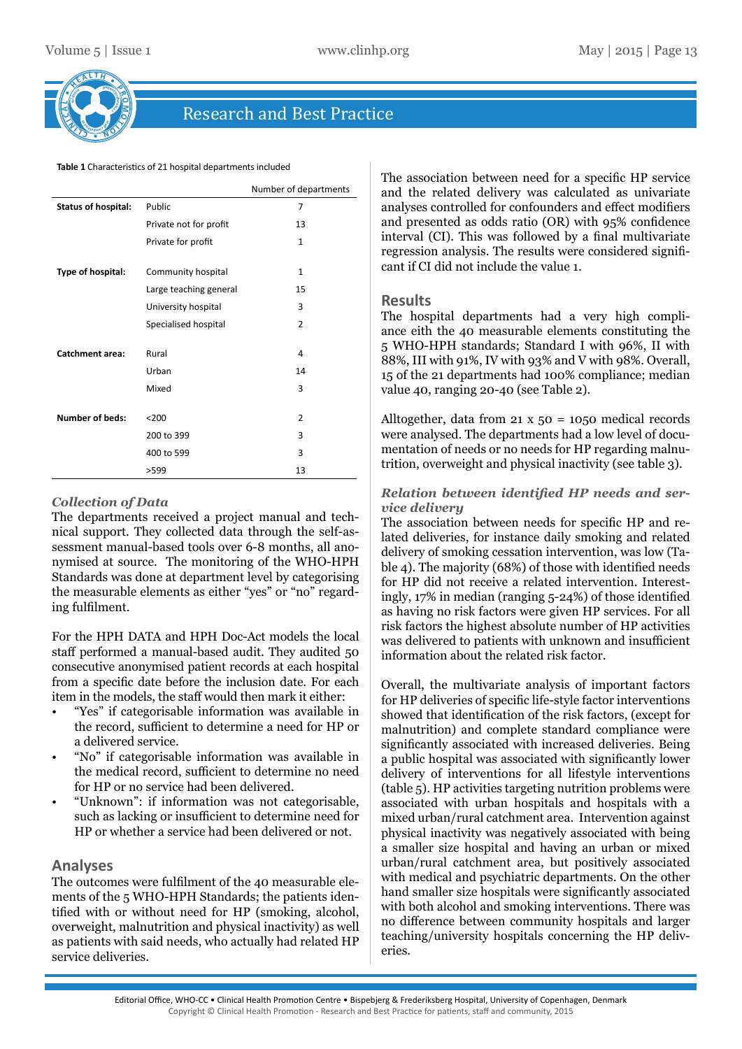**Table 1** Characteristics of 21 hospital departments included

| | | Number of departments |
|---|---|---|
| **Status of hospital:** | Public | 7 |
| | Private not for profit | 13 |
| | Private for profit | 1 |
| **Type of hospital:** | Community hospital | 1 |
| | Large teaching general | 15 |
| | University hospital | 3 |
| | Specialised hospital | 2 |
| **Catchment area:** | Rural | 4 |
| | Urban | 14 |
| | Mixed | 3 |
| **Number of beds:** | <200 | 2 |
| | 200 to 399 | 3 |
| | 400 to 599 | 3 |
| | >599 | 13 |

### *Collection of Data*

The departments received a project manual and technical support. They collected data through the self-assessment manual-based tools over 6-8 months, all anonymised at source. The monitoring of the WHO-HPH Standards was done at department level by categorising the measurable elements as either "yes" or "no" regarding fulfilment.

For the HPH DATA and HPH Doc-Act models the local staff performed a manual-based audit. They audited 50 consecutive anonymised patient records at each hospital from a specific date before the inclusion date. For each item in the models, the staff would then mark it either:

- "Yes" if categorisable information was available in the record, sufficient to determine a need for HP or a delivered service.
- "No" if categorisable information was available in the medical record, sufficient to determine no need for HP or no service had been delivered.
- "Unknown": if information was not categorisable, such as lacking or insufficient to determine need for HP or whether a service had been delivered or not.

## Analyses

The outcomes were fulfilment of the 40 measurable elements of the 5 WHO-HPH Standards; the patients identified with or without need for HP (smoking, alcohol, overweight, malnutrition and physical inactivity) as well as patients with said needs, who actually had related HP service deliveries.

The association between need for a specific HP service and the related delivery was calculated as univariate analyses controlled for confounders and effect modifiers and presented as odds ratio (OR) with 95% confidence interval (CI). This was followed by a final multivariate regression analysis. The results were considered significant if CI did not include the value 1.

## Results

The hospital departments had a very high compliance eith the 40 measurable elements constituting the 5 WHO-HPH standards; Standard I with 96%, II with 88%, III with 91%, IV with 93% and V with 98%. Overall, 15 of the 21 departments had 100% compliance; median value 40, ranging 20-40 (see Table 2).

Alltogether, data from 21 x 50 = 1050 medical records were analysed. The departments had a low level of documentation of needs or no needs for HP regarding malnutrition, overweight and physical inactivity (see table 3).

### *Relation between identified HP needs and service delivery*

The association between needs for specific HP and related deliveries, for instance daily smoking and related delivery of smoking cessation intervention, was low (Table 4). The majority (68%) of those with identified needs for HP did not receive a related intervention. Interestingly, 17% in median (ranging 5-24%) of those identified as having no risk factors were given HP services. For all risk factors the highest absolute number of HP activities was delivered to patients with unknown and insufficient information about the related risk factor.

Overall, the multivariate analysis of important factors for HP deliveries of specific life-style factor interventions showed that identification of the risk factors, (except for malnutrition) and complete standard compliance were significantly associated with increased deliveries. Being a public hospital was associated with significantly lower delivery of interventions for all lifestyle interventions (table 5). HP activities targeting nutrition problems were associated with urban hospitals and hospitals with a mixed urban/rural catchment area. Intervention against physical inactivity was negatively associated with being a smaller size hospital and having an urban or mixed urban/rural catchment area, but positively associated with medical and psychiatric departments. On the other hand smaller size hospitals were significantly associated with both alcohol and smoking interventions. There was no difference between community hospitals and larger teaching/university hospitals concerning the HP deliveries.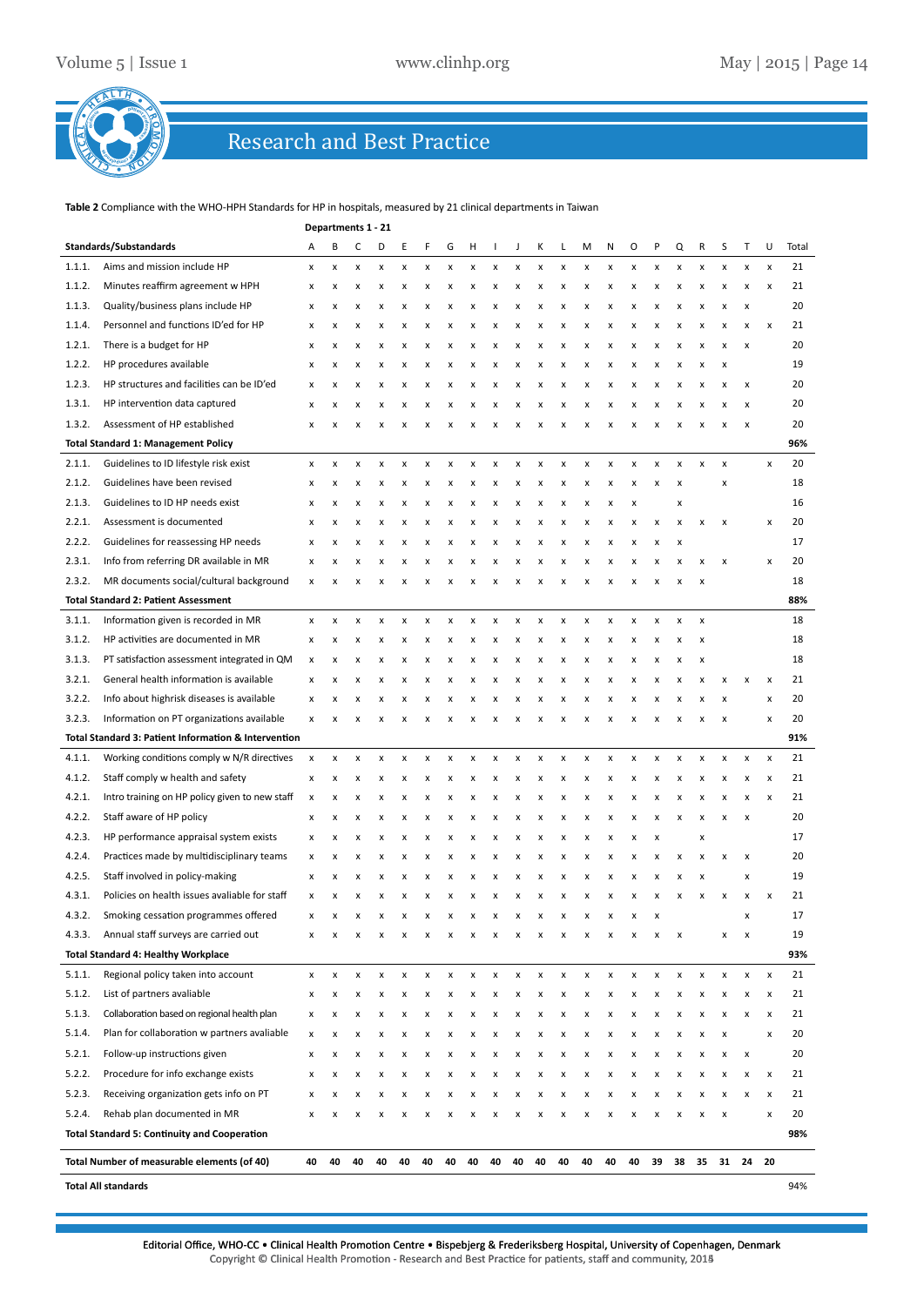**Table 2** Compliance with the WHO-HPH Standards for HP in hospitals, measured by 21 clinical departments in Taiwan

| | | Departments 1 - 21 | | | | | | | | | | | | | | | | | | | | | |
|---|---|---|---|---|---|---|---|---|---|---|---|---|---|---|---|---|---|---|---|---|---|---|---|
| **Standards/Substandards** | | A | B | C | D | E | F | G | H | I | J | K | L | M | N | O | P | Q | R | S | T | U | Total |
| 1.1.1. | Aims and mission include HP | x | x | x | x | x | x | x | x | x | x | x | x | x | x | x | x | x | x | x | x | x | 21 |
| 1.1.2. | Minutes reaffirm agreement w HPH | x | x | x | x | x | x | x | x | x | x | x | x | x | x | x | x | x | x | x | x | x | 21 |
| 1.1.3. | Quality/business plans include HP | x | x | x | x | x | x | x | x | x | x | x | x | x | x | x | x | x | x | x | x | | 20 |
| 1.1.4. | Personnel and functions ID'ed for HP | x | x | x | x | x | x | x | x | x | x | x | x | x | x | x | x | x | x | x | x | x | 21 |
| 1.2.1. | There is a budget for HP | x | x | x | x | x | x | x | x | x | x | x | x | x | x | x | x | x | x | x | x | | 20 |
| 1.2.2. | HP procedures available | x | x | x | x | x | x | x | x | x | x | x | x | x | x | x | x | x | x | x | | | 19 |
| 1.2.3. | HP structures and facilities can be ID'ed | x | x | x | x | x | x | x | x | x | x | x | x | x | x | x | x | x | x | x | x | | 20 |
| 1.3.1. | HP intervention data captured | x | x | x | x | x | x | x | x | x | x | x | x | x | x | x | x | x | x | x | x | | 20 |
| 1.3.2. | Assessment of HP established | x | x | x | x | x | x | x | x | x | x | x | x | x | x | x | x | x | x | x | x | | 20 |
| **Total Standard 1: Management Policy** | | | | | | | | | | | | | | | | | | | | | | | **96%** |
| 2.1.1. | Guidelines to ID lifestyle risk exist | x | x | x | x | x | x | x | x | x | x | x | x | x | x | x | x | x | x | x | | x | 20 |
| 2.1.2. | Guidelines have been revised | x | x | x | x | x | x | x | x | x | x | x | x | x | x | x | x | x | | x | | | 18 |
| 2.1.3. | Guidelines to ID HP needs exist | x | x | x | x | x | x | x | x | x | x | x | x | x | x | x | | x | | | | | 16 |
| 2.2.1. | Assessment is documented | x | x | x | x | x | x | x | x | x | x | x | x | x | x | x | x | x | x | x | | x | 20 |
| 2.2.2. | Guidelines for reassessing HP needs | x | x | x | x | x | x | x | x | x | x | x | x | x | x | x | x | x | | | | | 17 |
| 2.3.1. | Info from referring DR available in MR | x | x | x | x | x | x | x | x | x | x | x | x | x | x | x | x | x | x | x | | x | 20 |
| 2.3.2. | MR documents social/cultural background | x | x | x | x | x | x | x | x | x | x | x | x | x | x | x | x | x | x | | | | 18 |
| **Total Standard 2: Patient Assessment** | | | | | | | | | | | | | | | | | | | | | | | **88%** |
| 3.1.1. | Information given is recorded in MR | x | x | x | x | x | x | x | x | x | x | x | x | x | x | x | x | x | x | | | | 18 |
| 3.1.2. | HP activities are documented in MR | x | x | x | x | x | x | x | x | x | x | x | x | x | x | x | x | x | x | | | | 18 |
| 3.1.3. | PT satisfaction assessment integrated in QM | x | x | x | x | x | x | x | x | x | x | x | x | x | x | x | x | x | x | | | | 18 |
| 3.2.1. | General health information is available | x | x | x | x | x | x | x | x | x | x | x | x | x | x | x | x | x | x | x | x | x | 21 |
| 3.2.2. | Info about highrisk diseases is available | x | x | x | x | x | x | x | x | x | x | x | x | x | x | x | x | x | x | x | | x | 20 |
| 3.2.3. | Information on PT organizations available | x | x | x | x | x | x | x | x | x | x | x | x | x | x | x | x | x | x | x | | x | 20 |
| **Total Standard 3: Patient Information & Intervention** | | | | | | | | | | | | | | | | | | | | | | | **91%** |
| 4.1.1. | Working conditions comply w N/R directives | x | x | x | x | x | x | x | x | x | x | x | x | x | x | x | x | x | x | x | x | x | 21 |
| 4.1.2. | Staff comply w health and safety | x | x | x | x | x | x | x | x | x | x | x | x | x | x | x | x | x | x | x | x | x | 21 |
| 4.2.1. | Intro training on HP policy given to new staff | x | x | x | x | x | x | x | x | x | x | x | x | x | x | x | x | x | x | x | x | x | 21 |
| 4.2.2. | Staff aware of HP policy | x | x | x | x | x | x | x | x | x | x | x | x | x | x | x | x | x | x | x | x | | 20 |
| 4.2.3. | HP performance appraisal system exists | x | x | x | x | x | x | x | x | x | x | x | x | x | x | x | x | | x | | | | 17 |
| 4.2.4. | Practices made by multidisciplinary teams | x | x | x | x | x | x | x | x | x | x | x | x | x | x | x | x | x | x | x | x | | 20 |
| 4.2.5. | Staff involved in policy-making | x | x | x | x | x | x | x | x | x | x | x | x | x | x | x | x | x | x | | x | | 19 |
| 4.3.1. | Policies on health issues avaliable for staff | x | x | x | x | x | x | x | x | x | x | x | x | x | x | x | x | x | x | x | x | x | 21 |
| 4.3.2. | Smoking cessation programmes offered | x | x | x | x | x | x | x | x | x | x | x | x | x | x | x | x | | | | x | | 17 |
| 4.3.3. | Annual staff surveys are carried out | x | x | x | x | x | x | x | x | x | x | x | x | x | x | x | x | x | | x | x | | 19 |
| **Total Standard 4: Healthy Workplace** | | | | | | | | | | | | | | | | | | | | | | | **93%** |
| 5.1.1. | Regional policy taken into account | x | x | x | x | x | x | x | x | x | x | x | x | x | x | x | x | x | x | x | x | x | 21 |
| 5.1.2. | List of partners avaliable | x | x | x | x | x | x | x | x | x | x | x | x | x | x | x | x | x | x | x | x | x | 21 |
| 5.1.3. | Collaboration based on regional health plan | x | x | x | x | x | x | x | x | x | x | x | x | x | x | x | x | x | x | x | x | x | 21 |
| 5.1.4. | Plan for collaboration w partners avaliable | x | x | x | x | x | x | x | x | x | x | x | x | x | x | x | x | x | x | x | | x | 20 |
| 5.2.1. | Follow-up instructions given | x | x | x | x | x | x | x | x | x | x | x | x | x | x | x | x | x | x | x | x | | 20 |
| 5.2.2. | Procedure for info exchange exists | x | x | x | x | x | x | x | x | x | x | x | x | x | x | x | x | x | x | x | x | x | 21 |
| 5.2.3. | Receiving organization gets info on PT | x | x | x | x | x | x | x | x | x | x | x | x | x | x | x | x | x | x | x | x | x | 21 |
| 5.2.4. | Rehab plan documented in MR | x | x | x | x | x | x | x | x | x | x | x | x | x | x | x | x | x | x | x | | x | 20 |
| **Total Standard 5: Continuity and Cooperation** | | | | | | | | | | | | | | | | | | | | | | | **98%** |
| **Total Number of measurable elements (of 40)** | | **40** | **40** | **40** | **40** | **40** | **40** | **40** | **40** | **40** | **40** | **40** | **40** | **40** | **40** | **40** | **39** | **38** | **35** | **31** | **24** | **20** | |
| **Total All standards** | | | | | | | | | | | | | | | | | | | | | | | 94% |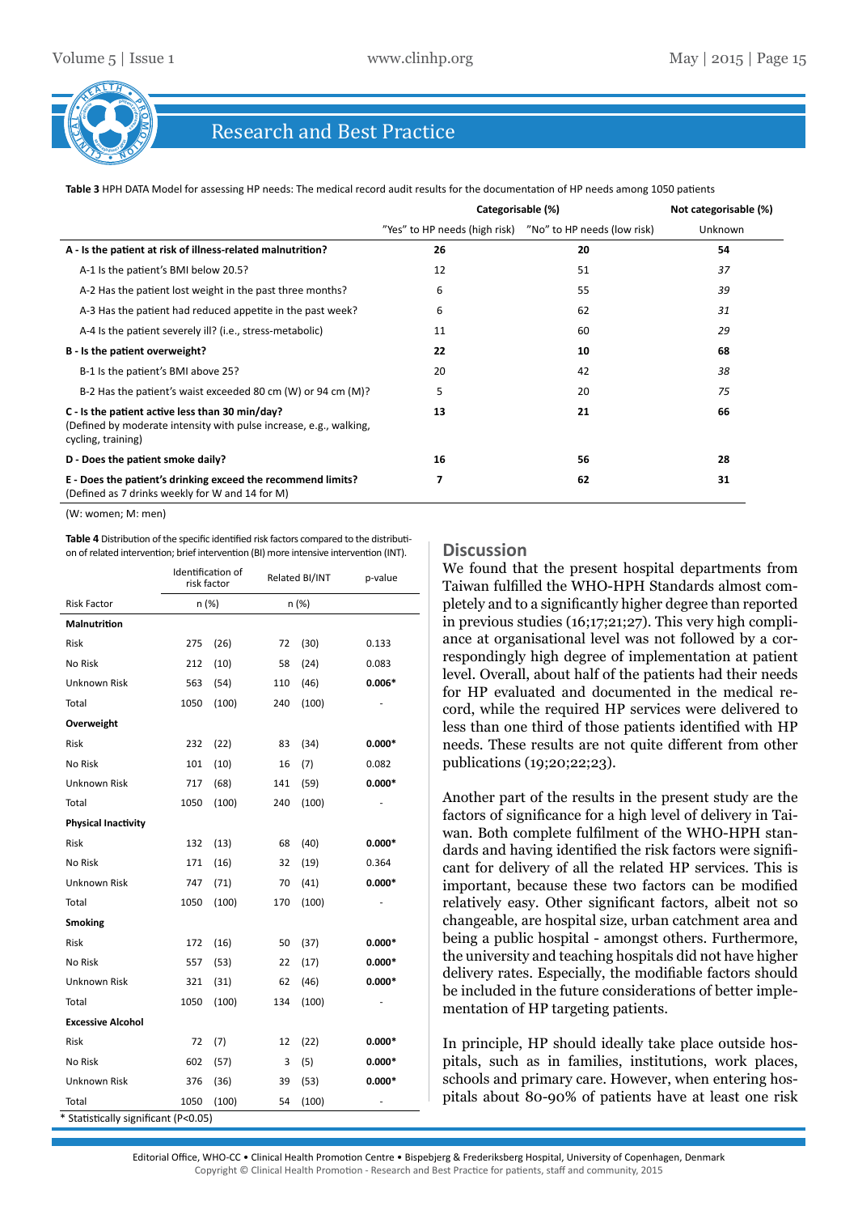**Table 3** HPH DATA Model for assessing HP needs: The medical record audit results for the documentation of HP needs among 1050 patients

| | Categorisable (%) | | Not categorisable (%) |
|---|---|---|---|
| | "Yes" to HP needs (high risk) | "No" to HP needs (low risk) | Unknown |
| **A - Is the patient at risk of illness-related malnutrition?** | **26** | **20** | **54** |
| A-1 Is the patient's BMI below 20.5? | 12 | 51 | *37* |
| A-2 Has the patient lost weight in the past three months? | 6 | 55 | *39* |
| A-3 Has the patient had reduced appetite in the past week? | 6 | 62 | *31* |
| A-4 Is the patient severely ill? (i.e., stress-metabolic) | 11 | 60 | *29* |
| **B - Is the patient overweight?** | **22** | **10** | **68** |
| B-1 Is the patient's BMI above 25? | 20 | 42 | *38* |
| B-2 Has the patient's waist exceeded 80 cm (W) or 94 cm (M)? | 5 | 20 | *75* |
| **C - Is the patient active less than 30 min/day?** (Defined by moderate intensity with pulse increase, e.g., walking, cycling, training) | **13** | **21** | **66** |
| **D - Does the patient smoke daily?** | **16** | **56** | **28** |
| **E - Does the patient's drinking exceed the recommend limits?** (Defined as 7 drinks weekly for W and 14 for M) | **7** | **62** | **31** |

(W: women; M: men)

**Table 4** Distribution of the specific identified risk factors compared to the distribution of related intervention; brief intervention (BI) more intensive intervention (INT).

| | Identification of risk factor | | Related BI/INT | | p-value |
|---|---|---|---|---|---|
| Risk Factor | n (%) | | n (%) | | |
| **Malnutrition** | | | | | |
| Risk | 275 | (26) | 72 | (30) | 0.133 |
| No Risk | 212 | (10) | 58 | (24) | 0.083 |
| Unknown Risk | 563 | (54) | 110 | (46) | **0.006*** |
| Total | 1050 | (100) | 240 | (100) | - |
| **Overweight** | | | | | |
| Risk | 232 | (22) | 83 | (34) | **0.000*** |
| No Risk | 101 | (10) | 16 | (7) | 0.082 |
| Unknown Risk | 717 | (68) | 141 | (59) | **0.000*** |
| Total | 1050 | (100) | 240 | (100) | - |
| **Physical Inactivity** | | | | | |
| Risk | 132 | (13) | 68 | (40) | **0.000*** |
| No Risk | 171 | (16) | 32 | (19) | 0.364 |
| Unknown Risk | 747 | (71) | 70 | (41) | **0.000*** |
| Total | 1050 | (100) | 170 | (100) | - |
| **Smoking** | | | | | |
| Risk | 172 | (16) | 50 | (37) | **0.000*** |
| No Risk | 557 | (53) | 22 | (17) | **0.000*** |
| Unknown Risk | 321 | (31) | 62 | (46) | **0.000*** |
| Total | 1050 | (100) | 134 | (100) | - |
| **Excessive Alcohol** | | | | | |
| Risk | 72 | (7) | 12 | (22) | **0.000*** |
| No Risk | 602 | (57) | 3 | (5) | **0.000*** |
| Unknown Risk | 376 | (36) | 39 | (53) | **0.000*** |
| Total | 1050 | (100) | 54 | (100) | - |

\* Statistically significant (P<0.05)

## Discussion

We found that the present hospital departments from Taiwan fulfilled the WHO-HPH Standards almost completely and to a significantly higher degree than reported in previous studies (16;17;21;27). This very high compliance at organisational level was not followed by a correspondingly high degree of implementation at patient level. Overall, about half of the patients had their needs for HP evaluated and documented in the medical record, while the required HP services were delivered to less than one third of those patients identified with HP needs. These results are not quite different from other publications (19;20;22;23).

Another part of the results in the present study are the factors of significance for a high level of delivery in Taiwan. Both complete fulfilment of the WHO-HPH standards and having identified the risk factors were significant for delivery of all the related HP services. This is important, because these two factors can be modified relatively easy. Other significant factors, albeit not so changeable, are hospital size, urban catchment area and being a public hospital - amongst others. Furthermore, the university and teaching hospitals did not have higher delivery rates. Especially, the modifiable factors should be included in the future considerations of better implementation of HP targeting patients.

In principle, HP should ideally take place outside hospitals, such as in families, institutions, work places, schools and primary care. However, when entering hospitals about 80-90% of patients have at least one risk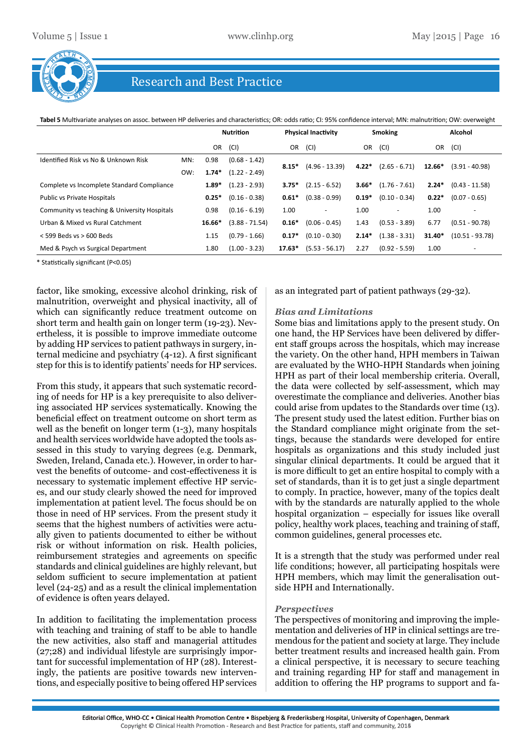**Tabel 5** Multivariate analyses on assoc. between HP deliveries and characteristics; OR: odds ratio; CI: 95% confidence interval; MN: malnutrition; OW: overweight

| | | Nutrition | | Physical Inactivity | | Smoking | | Alcohol | |
|---|---|---|---|---|---|---|---|---|---|
| | | OR | (CI) | OR | (CI) | OR | (CI) | OR | (CI) |
| Identified Risk vs No & Unknown Risk | MN: | 0.98 | (0.68 - 1.42) | 8.15* | (4.96 - 13.39) | 4.22* | (2.65 - 6.71) | 12.66* | (3.91 - 40.98) |
| | OW: | 1.74* | (1.22 - 2.49) | | | | | | |
| Complete vs Incomplete Standard Compliance | | 1.89* | (1.23 - 2.93) | 3.75* | (2.15 - 6.52) | 3.66* | (1.76 - 7.61) | 2.24* | (0.43 - 11.58) |
| Public vs Private Hospitals | | 0.25* | (0.16 - 0.38) | 0.61* | (0.38 - 0.99) | 0.19* | (0.10 - 0.34) | 0.22* | (0.07 - 0.65) |
| Community vs teaching & University Hospitals | | 0.98 | (0.16 - 6.19) | 1.00 | - | 1.00 | - | 1.00 | - |
| Urban & Mixed vs Rural Catchment | | 16.66* | (3.88 - 71.54) | 0.16* | (0.06 - 0.45) | 1.43 | (0.53 - 3.89) | 6.77 | (0.51 - 90.78) |
| < 599 Beds vs > 600 Beds | | 1.15 | (0.79 - 1.66) | 0.17* | (0.10 - 0.30) | 2.14* | (1.38 - 3.31) | 31.40* | (10.51 - 93.78) |
| Med & Psych vs Surgical Department | | 1.80 | (1.00 - 3.23) | 17.63* | (5.53 - 56.17) | 2.27 | (0.92 - 5.59) | 1.00 | - |

\* Statistically significant (P<0.05)

factor, like smoking, excessive alcohol drinking, risk of malnutrition, overweight and physical inactivity, all of which can significantly reduce treatment outcome on short term and health gain on longer term (19-23). Nevertheless, it is possible to improve immediate outcome by adding HP services to patient pathways in surgery, internal medicine and psychiatry (4-12). A first significant step for this is to identify patients' needs for HP services.

From this study, it appears that such systematic recording of needs for HP is a key prerequisite to also delivering associated HP services systematically. Knowing the beneficial effect on treatment outcome on short term as well as the benefit on longer term (1-3), many hospitals and health services worldwide have adopted the tools assessed in this study to varying degrees (e.g. Denmark, Sweden, Ireland, Canada etc.). However, in order to harvest the benefits of outcome- and cost-effectiveness it is necessary to systematic implement effective HP services, and our study clearly showed the need for improved implementation at patient level. The focus should be on those in need of HP services. From the present study it seems that the highest numbers of activities were actually given to patients documented to either be without risk or without information on risk. Health policies, reimbursement strategies and agreements on specific standards and clinical guidelines are highly relevant, but seldom sufficient to secure implementation at patient level (24-25) and as a result the clinical implementation of evidence is often years delayed.

In addition to facilitating the implementation process with teaching and training of staff to be able to handle the new activities, also staff and managerial attitudes (27;28) and individual lifestyle are surprisingly important for successful implementation of HP (28). Interestingly, the patients are positive towards new interventions, and especially positive to being offered HP services as an integrated part of patient pathways (29-32).

### *Bias and Limitations*

Some bias and limitations apply to the present study. On one hand, the HP Services have been delivered by different staff groups across the hospitals, which may increase the variety. On the other hand, HPH members in Taiwan are evaluated by the WHO-HPH Standards when joining HPH as part of their local membership criteria. Overall, the data were collected by self-assessment, which may overestimate the compliance and deliveries. Another bias could arise from updates to the Standards over time (13). The present study used the latest edition. Further bias on the Standard compliance might originate from the settings, because the standards were developed for entire hospitals as organizations and this study included just singular clinical departments. It could be argued that it is more difficult to get an entire hospital to comply with a set of standards, than it is to get just a single department to comply. In practice, however, many of the topics dealt with by the standards are naturally applied to the whole hospital organization – especially for issues like overall policy, healthy work places, teaching and training of staff, common guidelines, general processes etc.

It is a strength that the study was performed under real life conditions; however, all participating hospitals were HPH members, which may limit the generalisation outside HPH and Internationally.

### *Perspectives*

The perspectives of monitoring and improving the implementation and deliveries of HP in clinical settings are tremendous for the patient and society at large. They include better treatment results and increased health gain. From a clinical perspective, it is necessary to secure teaching and training regarding HP for staff and management in addition to offering the HP programs to support and fa-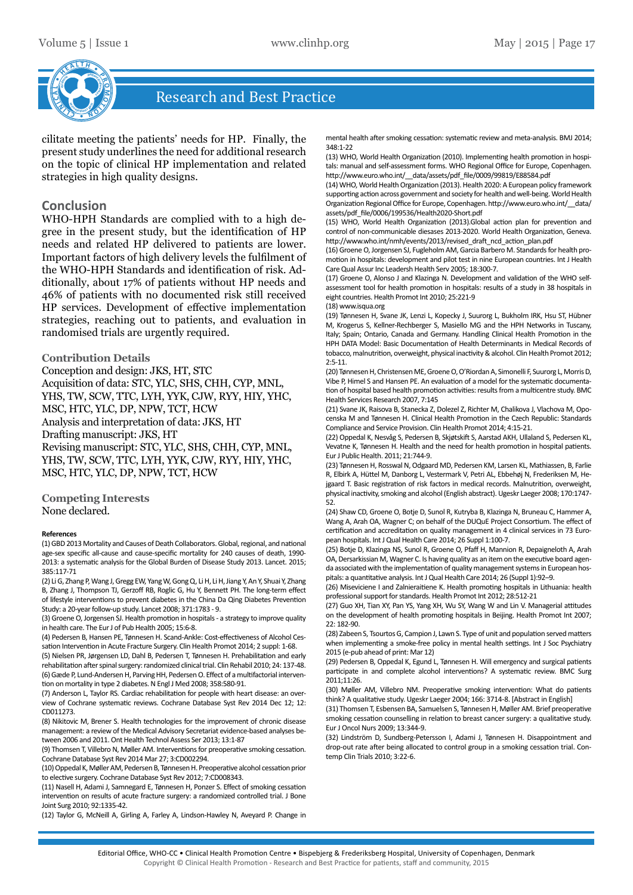cilitate meeting the patients' needs for HP. Finally, the present study underlines the need for additional research on the topic of clinical HP implementation and related strategies in high quality designs.

## Conclusion

WHO-HPH Standards are complied with to a high degree in the present study, but the identification of HP needs and related HP delivered to patients are lower. Important factors of high delivery levels the fulfilment of the WHO-HPH Standards and identification of risk. Additionally, about 17% of patients without HP needs and 46% of patients with no documented risk still received HP services. Development of effective implementation strategies, reaching out to patients, and evaluation in randomised trials are urgently required.

### Contribution Details

Conception and design: JKS, HT, STC
Acquisition of data: STC, YLC, SHS, CHH, CYP, MNL, YHS, TW, SCW, TTC, LYH, YYK, CJW, RYY, HIY, YHC, MSC, HTC, YLC, DP, NPW, TCT, HCW
Analysis and interpretation of data: JKS, HT
Drafting manuscript: JKS, HT
Revising manuscript: STC, YLC, SHS, CHH, CYP, MNL, YHS, TW, SCW, TTC, LYH, YYK, CJW, RYY, HIY, YHC, MSC, HTC, YLC, DP, NPW, TCT, HCW

### Competing Interests

None declared.

#### References

(1) GBD 2013 Mortality and Causes of Death Collaborators. Global, regional, and national age-sex specific all-cause and cause-specific mortality for 240 causes of death, 1990-2013: a systematic analysis for the Global Burden of Disease Study 2013. Lancet. 2015; 385:117-71

(2) Li G, Zhang P, Wang J, Gregg EW, Yang W, Gong Q, Li H, Li H, Jiang Y, An Y, Shuai Y, Zhang B, Zhang J, Thompson TJ, Gerzoff RB, Roglic G, Hu Y, Bennett PH. The long-term effect of lifestyle interventions to prevent diabetes in the China Da Qing Diabetes Prevention Study: a 20-year follow-up study. Lancet 2008; 371:1783 - 9.

(3) Groene O, Jorgensen SJ. Health promotion in hospitals - a strategy to improve quality in health care. The Eur J of Pub Health 2005; 15:6-8.

(4) Pedersen B, Hansen PE, Tønnesen H. Scand-Ankle: Cost-effectiveness of Alcohol Cessation Intervention in Acute Fracture Surgery. Clin Health Promot 2014; 2 suppl: 1-68.

(5) Nielsen PR, Jørgensen LD, Dahl B, Pedersen T, Tønnesen H. Prehabilitation and early rehabilitation after spinal surgery: randomized clinical trial. Clin Rehabil 2010; 24: 137-48.

(6) Gæde P, Lund-Andersen H, Parving HH, Pedersen O. Effect of a multifactorial intervention on mortality in type 2 diabetes. N Engl J Med 2008; 358:580-91.

(7) Anderson L, Taylor RS. Cardiac rehabilitation for people with heart disease: an overview of Cochrane systematic reviews. Cochrane Database Syst Rev 2014 Dec 12; 12: CD011273.

(8) Nikitovic M, Brener S. Health technologies for the improvement of chronic disease management: a review of the Medical Advisory Secretariat evidence-based analyses between 2006 and 2011. Ont Health Technol Assess Ser 2013; 13:1-87

(9) Thomsen T, Villebro N, Møller AM. Interventions for preoperative smoking cessation. Cochrane Database Syst Rev 2014 Mar 27; 3:CD002294.

(10) Oppedal K, Møller AM, Pedersen B, Tønnesen H. Preoperative alcohol cessation prior to elective surgery. Cochrane Database Syst Rev 2012; 7:CD008343.

(11) Nasell H, Adami J, Samnegard E, Tønnesen H, Ponzer S. Effect of smoking cessation intervention on results of acute fracture surgery: a randomized controlled trial. J Bone Joint Surg 2010; 92:1335-42.

(12) Taylor G, McNeill A, Girling A, Farley A, Lindson-Hawley N, Aveyard P. Change in mental health after smoking cessation: systematic review and meta-analysis. BMJ 2014; 348:1-22

(13) WHO, World Health Organization (2010). Implementing health promotion in hospitals: manual and self-assessment forms. WHO Regional Office for Europe, Copenhagen. http://www.euro.who.int/__data/assets/pdf_file/0009/99819/E88584.pdf

(14) WHO, World Health Organization (2013). Health 2020: A European policy framework supporting action across government and society for health and well-being. World Health Organization Regional Office for Europe, Copenhagen. http://www.euro.who.int/__data/assets/pdf_file/0006/199536/Health2020-Short.pdf

(15) WHO, World Health Organization (2013).Global action plan for prevention and control of non-communicable diseases 2013-2020. World Health Organization, Geneva. http://www.who.int/nmh/events/2013/revised_draft_ncd_action_plan.pdf

(16) Groene O, Jorgensen SJ, Fugleholm AM, Garcia Barbero M. Standards for health promotion in hospitals: development and pilot test in nine European countries. Int J Health Care Qual Assur Inc Leadersh Health Serv 2005; 18:300-7.

(17) Groene O, Alonso J and Klazinga N. Development and validation of the WHO self-assessment tool for health promotion in hospitals: results of a study in 38 hospitals in eight countries. Health Promot Int 2010; 25:221-9

(18) www.isqua.org

(19) Tønnesen H, Svane JK, Lenzi L, Kopecky J, Suurorg L, Bukholm IRK, Hsu ST, Hübner M, Krogerus S, Kellner-Rechberger S, Masiello MG and the HPH Networks in Tuscany, Italy; Spain; Ontario, Canada and Germany. Handling Clinical Health Promotion in the HPH DATA Model: Basic Documentation of Health Determinants in Medical Records of tobacco, malnutrition, overweight, physical inactivity & alcohol. Clin Health Promot 2012; 2:5-11.

(20) Tønnesen H, Christensen ME, Groene O, O'Riordan A, Simonelli F, Suurorg L, Morris D, Vibe P, Himel S and Hansen PE. An evaluation of a model for the systematic documentation of hospital based health promotion activities: results from a multicentre study. BMC Health Services Research 2007, 7:145

(21) Svane JK, Raisova B, Stanecka Z, Dolezel Z, Richter M, Chalikova J, Vlachova M, Opocenska M and Tønnesen H. Clinical Health Promotion in the Czech Republic: Standards Compliance and Service Provision. Clin Health Promot 2014; 4:15-21.

(22) Oppedal K, Nesvåg S, Pedersen B, Skjøtskift S, Aarstad AKH, Ullaland S, Pedersen KL, Vevatne K, Tønnesen H. Health and the need for health promotion in hospital patients. Eur J Public Health. 2011; 21:744-9.

(23) Tønnesen H, Rosswal N, Odgaard MD, Pedersen KM, Larsen KL, Mathiassen, B, Farlie R, Elbirk A, Hüttel M, Danborg L, Vestermark V, Petri AL, Ebbehøj N, Frederiksen M, Hejgaard T. Basic registration of risk factors in medical records. Malnutrition, overweight, physical inactivity, smoking and alcohol (English abstract). Ugeskr Laeger 2008; 170:1747-52.

(24) Shaw CD, Groene O, Botje D, Sunol R, Kutryba B, Klazinga N, Bruneau C, Hammer A, Wang A, Arah OA, Wagner C; on behalf of the DUQuE Project Consortium. The effect of certification and accreditation on quality management in 4 clinical services in 73 European hospitals. Int J Qual Health Care 2014; 26 Suppl 1:100-7.

(25) Botje D, Klazinga NS, Sunol R, Groene O, Pfaff H, Mannion R, Depaigneloth A, Arah OA, Dersarkissian M, Wagner C. Is having quality as an item on the executive board agenda associated with the implementation of quality management systems in European hospitals: a quantitative analysis. Int J Qual Health Care 2014; 26 (Suppl 1):92–9.

(26) Miseviciene I and Zalneiraitiene K. Health promoting hospitals in Lithuania: health professional support for standards. Health Promot Int 2012; 28:512-21

(27) Guo XH, Tian XY, Pan YS, Yang XH, Wu SY, Wang W and Lin V. Managerial attitudes on the development of health promoting hospitals in Beijing. Health Promot Int 2007; 22: 182-90.

(28) Zabeen S, Tsourtos G, Campion J, Lawn S. Type of unit and population served matters when implementing a smoke-free policy in mental health settings. Int J Soc Psychiatry 2015 (e-pub ahead of print: Mar 12)

(29) Pedersen B, Oppedal K, Egund L, Tønnesen H. Will emergency and surgical patients participate in and complete alcohol interventions? A systematic review. BMC Surg 2011;11:26.

(30) Møller AM, Villebro NM. Preoperative smoking intervention: What do patients think? A qualitative study. Ugeskr Laeger 2004; 166: 3714-8. [Abstract in English]

(31) Thomsen T, Esbensen BA, Samuelsen S, Tønnesen H, Møller AM. Brief preoperative smoking cessation counselling in relation to breast cancer surgery: a qualitative study. Eur J Oncol Nurs 2009; 13:344-9.

(32) Lindström D, Sundberg-Petersson I, Adami J, Tønnesen H. Disappointment and drop-out rate after being allocated to control group in a smoking cessation trial. Contemp Clin Trials 2010; 3:22-6.